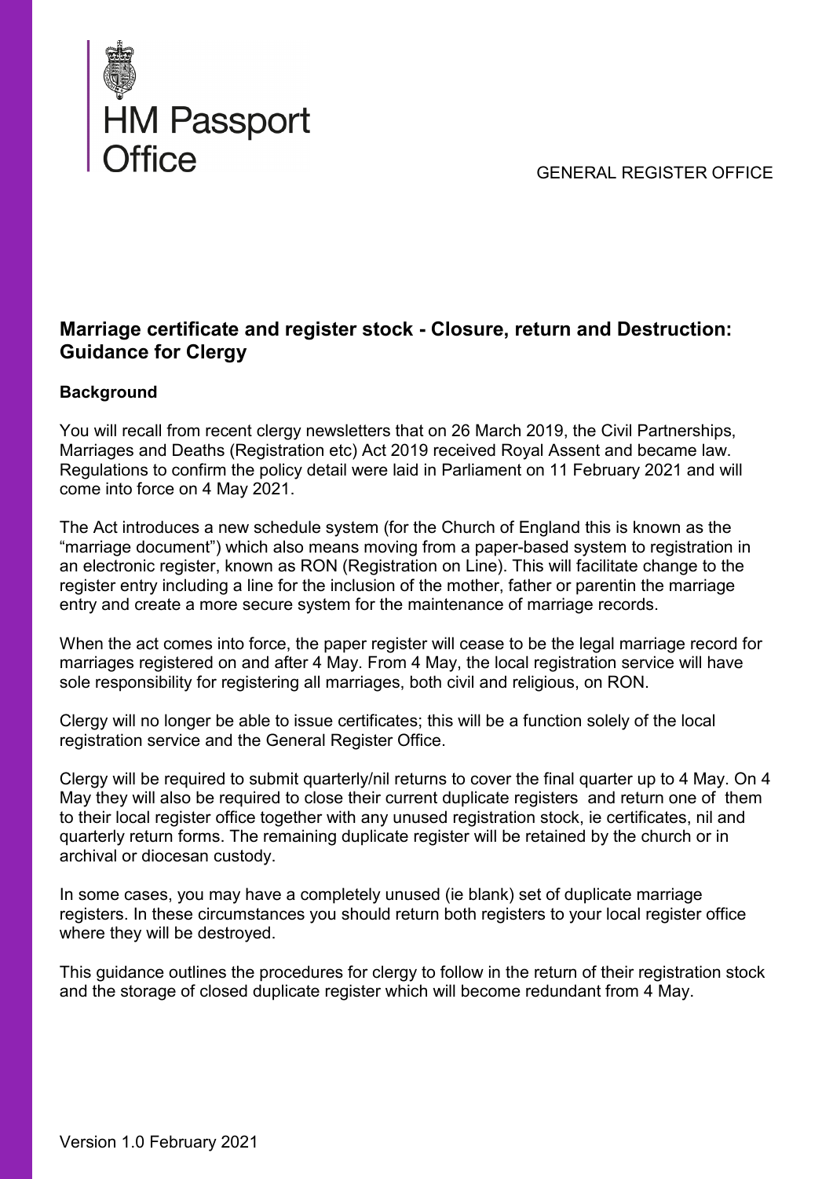HM Passport Office

GENERAL REGISTER OFFICE

## Marriage certificate and register stock - Closure, return and Destruction: Guidance for Clergy

### Background

You will recall from recent clergy newsletters that on 26 March 2019, the Civil Partnerships, Marriages and Deaths (Registration etc) Act 2019 received Royal Assent and became law. Regulations to confirm the policy detail were laid in Parliament on 11 February 2021 and will come into force on 4 May 2021.

The Act introduces a new schedule system (for the Church of England this is known as the "marriage document") which also means moving from a paper-based system to registration in an electronic register, known as RON (Registration on Line). This will facilitate change to the register entry including a line for the inclusion of the mother, father or parentin the marriage entry and create a more secure system for the maintenance of marriage records.

When the act comes into force, the paper register will cease to be the legal marriage record for marriages registered on and after 4 May. From 4 May, the local registration service will have sole responsibility for registering all marriages, both civil and religious, on RON.

Clergy will no longer be able to issue certificates; this will be a function solely of the local registration service and the General Register Office.

Clergy will be required to submit quarterly/nil returns to cover the final quarter up to 4 May. On 4 May they will also be required to close their current duplicate registers and return one of them to their local register office together with any unused registration stock, ie certificates, nil and quarterly return forms. The remaining duplicate register will be retained by the church or in archival or diocesan custody.

In some cases, you may have a completely unused (ie blank) set of duplicate marriage registers. In these circumstances you should return both registers to your local register office where they will be destroyed.

This guidance outlines the procedures for clergy to follow in the return of their registration stock and the storage of closed duplicate register which will become redundant from 4 May.

Version 1.0 February 2021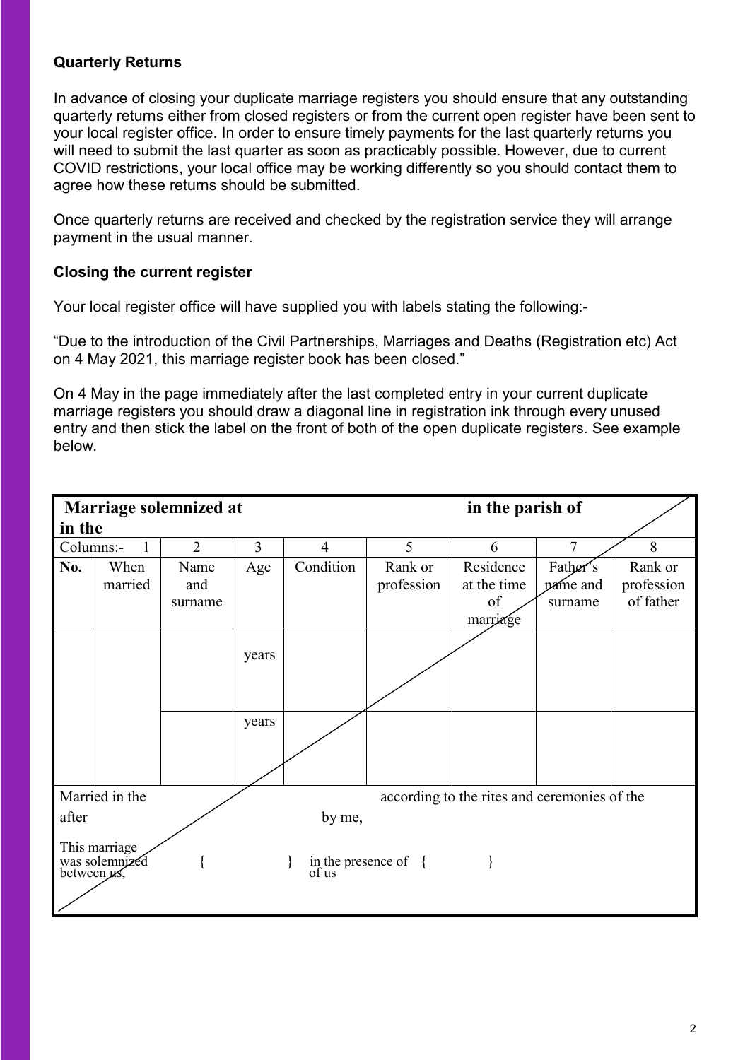**Quarterly Returns**

In advance of closing your duplicate marriage registers you should ensure that any outstanding quarterly returns either from closed registers or from the current open register have been sent to your local register office. In order to ensure timely payments for the last quarterly returns you will need to submit the last quarter as soon as practicably possible. However, due to current COVID restrictions, your local office may be working differently so you should contact them to agree how these returns should be submitted.

Once quarterly returns are received and checked by the registration service they will arrange payment in the usual manner.

**Closing the current register**

Your local register office will have supplied you with labels stating the following:-

"Due to the introduction of the Civil Partnerships, Marriages and Deaths (Registration etc) Act on 4 May 2021, this marriage register book has been closed."

On 4 May in the page immediately after the last completed entry in your current duplicate marriage registers you should draw a diagonal line in registration ink through every unused entry and then stick the label on the front of both of the open duplicate registers. See example below.

| **Marriage solemnized at** | | | | | | **in the parish of** | | |
|---|---|---|---|---|---|---|---|---|
| **in the** | | | | | | | | |
| Columns:- | 1 | 2 | 3 | 4 | 5 | 6 | 7 | 8 |
| **No.** | When married | Name and surname | Age | Condition | Rank or profession | Residence at the time of marriage | Father's name and surname | Rank or profession of father |
| | | | years | | | | | |
| | | | years | | | | | |
| Married in the | | | | | according to the rites and ceremonies of the | | | |
| after | | | | by me, | | | | |
| This marriage was solemnized between us, | | { | } | in the presence of us | { | } | | |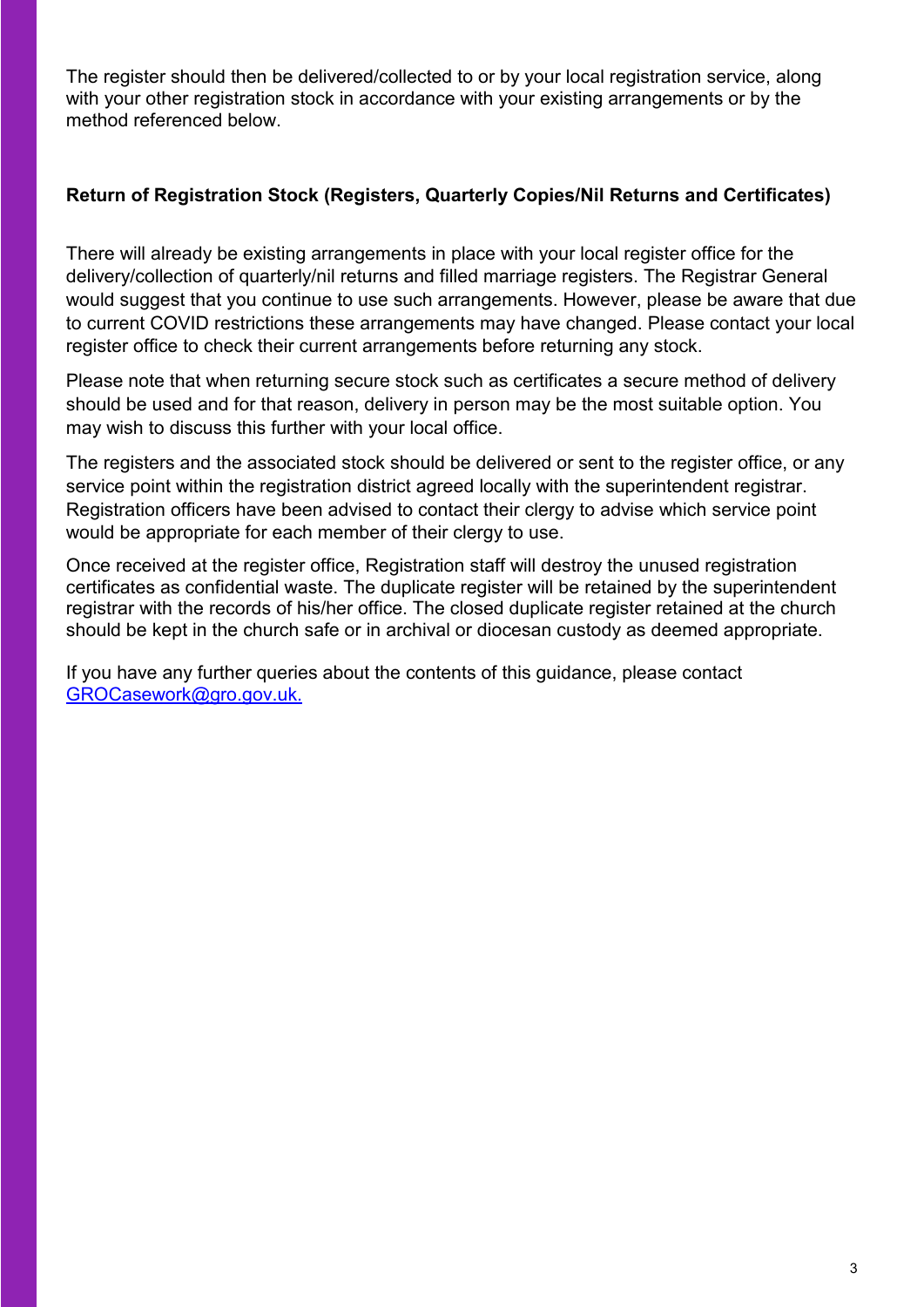The register should then be delivered/collected to or by your local registration service, along with your other registration stock in accordance with your existing arrangements or by the method referenced below.

**Return of Registration Stock (Registers, Quarterly Copies/Nil Returns and Certificates)**

There will already be existing arrangements in place with your local register office for the delivery/collection of quarterly/nil returns and filled marriage registers. The Registrar General would suggest that you continue to use such arrangements. However, please be aware that due to current COVID restrictions these arrangements may have changed. Please contact your local register office to check their current arrangements before returning any stock.

Please note that when returning secure stock such as certificates a secure method of delivery should be used and for that reason, delivery in person may be the most suitable option. You may wish to discuss this further with your local office.

The registers and the associated stock should be delivered or sent to the register office, or any service point within the registration district agreed locally with the superintendent registrar. Registration officers have been advised to contact their clergy to advise which service point would be appropriate for each member of their clergy to use.

Once received at the register office, Registration staff will destroy the unused registration certificates as confidential waste. The duplicate register will be retained by the superintendent registrar with the records of his/her office. The closed duplicate register retained at the church should be kept in the church safe or in archival or diocesan custody as deemed appropriate.

If you have any further queries about the contents of this guidance, please contact [GROCasework@gro.gov.uk.](mailto:GROCasework@gro.gov.uk)